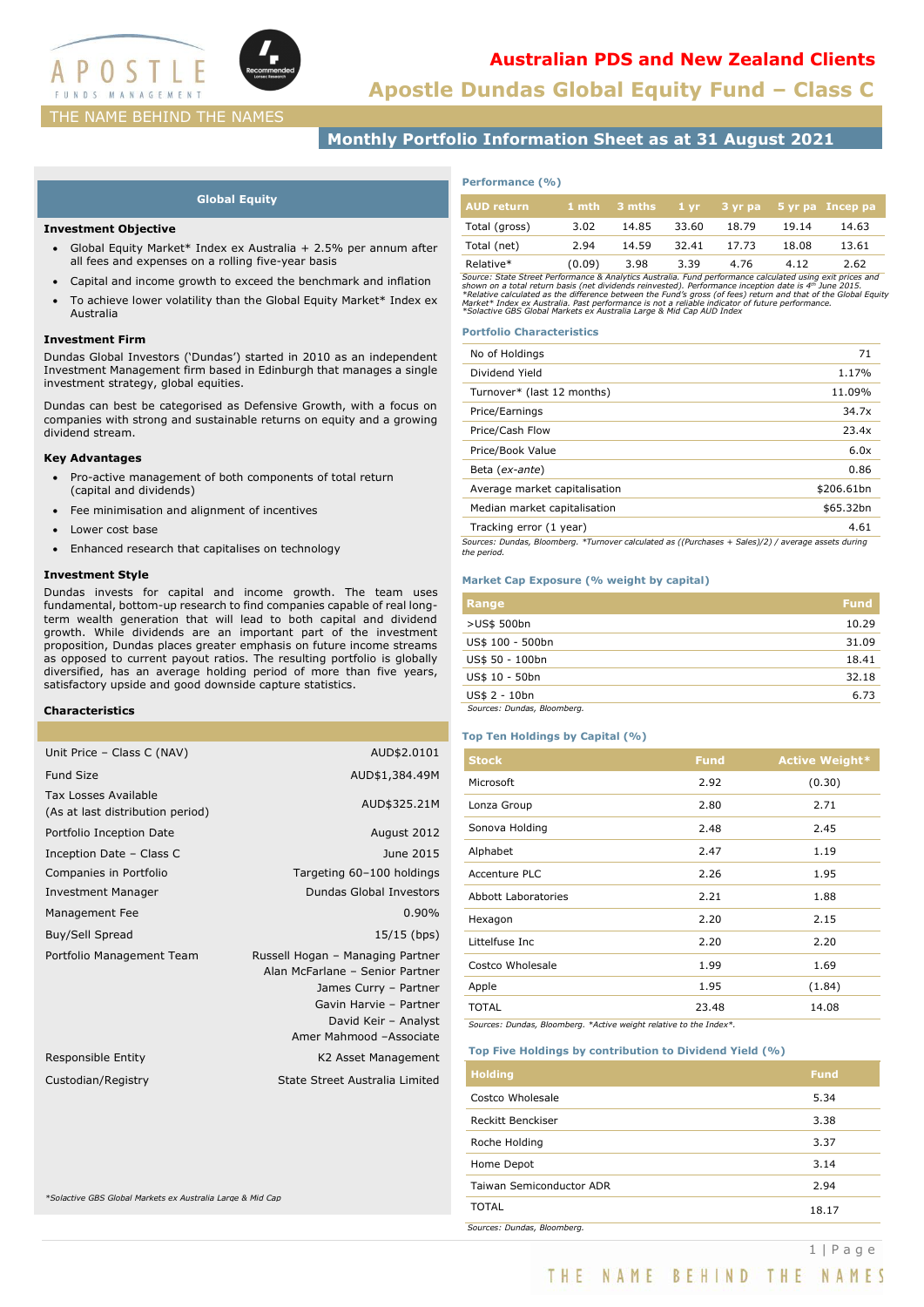# Australian PDS and New Zealand Clients

# Apostle Dundas Global Equity Fund – Class C

THE NAME BEHIND THE NAMES

## Monthly Portfolio Information Sheet as at 31 August 2021

## Global Equity

### Investment Objective

- Global Equity Market* Index ex Australia + 2.5% per annum after all fees and expenses on a rolling five-year basis
- Capital and income growth to exceed the benchmark and inflation
- To achieve lower volatility than the Global Equity Market* Index ex Australia

### Investment Firm

Dundas Global Investors ('Dundas') started in 2010 as an independent Investment Management firm based in Edinburgh that manages a single investment strategy, global equities.

Dundas can best be categorised as Defensive Growth, with a focus on companies with strong and sustainable returns on equity and a growing dividend stream.

### Key Advantages

- Pro-active management of both components of total return (capital and dividends)
- Fee minimisation and alignment of incentives
- Lower cost base
- Enhanced research that capitalises on technology

### Investment Style

Dundas invests for capital and income growth. The team uses fundamental, bottom-up research to find companies capable of real long-term wealth generation that will lead to both capital and dividend growth. While dividends are an important part of the investment proposition, Dundas places greater emphasis on future income streams as opposed to current payout ratios. The resulting portfolio is globally diversified, has an average holding period of more than five years, satisfactory upside and good downside capture statistics.

### Characteristics

| | |
|---|---|
| Unit Price – Class C (NAV) | AUD$2.0101 |
| Fund Size | AUD$1,384.49M |
| Tax Losses Available (As at last distribution period) | AUD$325.21M |
| Portfolio Inception Date | August 2012 |
| Inception Date – Class C | June 2015 |
| Companies in Portfolio | Targeting 60–100 holdings |
| Investment Manager | Dundas Global Investors |
| Management Fee | 0.90% |
| Buy/Sell Spread | 15/15 (bps) |
| Portfolio Management Team | Russell Hogan – Managing Partner<br>Alan McFarlane – Senior Partner<br>James Curry – Partner<br>Gavin Harvie – Partner<br>David Keir – Analyst<br>Amer Mahmood –Associate |
| Responsible Entity | K2 Asset Management |
| Custodian/Registry | State Street Australia Limited |

*Solactive GBS Global Markets ex Australia Large & Mid Cap

### Performance (%)

| AUD return | 1 mth | 3 mths | 1 yr | 3 yr pa | 5 yr pa | Incep pa |
|---|---|---|---|---|---|---|
| Total (gross) | 3.02 | 14.85 | 33.60 | 18.79 | 19.14 | 14.63 |
| Total (net) | 2.94 | 14.59 | 32.41 | 17.73 | 18.08 | 13.61 |
| Relative* | (0.09) | 3.98 | 3.39 | 4.76 | 4.12 | 2.62 |

*Source: State Street Performance & Analytics Australia. Fund performance calculated using exit prices and shown on a total return basis (net dividends reinvested). Performance inception date is 4th June 2015. *Relative calculated as the difference between the Fund's gross (of fees) return and that of the Global Equity Market* Index ex Australia. Past performance is not a reliable indicator of future performance. *Solactive GBS Global Markets ex Australia Large & Mid Cap AUD Index*

### Portfolio Characteristics

| | |
|---|---|
| No of Holdings | 71 |
| Dividend Yield | 1.17% |
| Turnover* (last 12 months) | 11.09% |
| Price/Earnings | 34.7x |
| Price/Cash Flow | 23.4x |
| Price/Book Value | 6.0x |
| Beta (*ex-ante*) | 0.86 |
| Average market capitalisation | $206.61bn |
| Median market capitalisation | $65.32bn |
| Tracking error (1 year) | 4.61 |

*Sources: Dundas, Bloomberg. *Turnover calculated as ((Purchases + Sales)/2) / average assets during the period.*

### Market Cap Exposure (% weight by capital)

| Range | Fund |
|---|---|
| >US$ 500bn | 10.29 |
| US$ 100 - 500bn | 31.09 |
| US$ 50 - 100bn | 18.41 |
| US$ 10 - 50bn | 32.18 |
| US$ 2 - 10bn | 6.73 |

*Sources: Dundas, Bloomberg.*

### Top Ten Holdings by Capital (%)

| Stock | Fund | Active Weight* |
|---|---|---|
| Microsoft | 2.92 | (0.30) |
| Lonza Group | 2.80 | 2.71 |
| Sonova Holding | 2.48 | 2.45 |
| Alphabet | 2.47 | 1.19 |
| Accenture PLC | 2.26 | 1.95 |
| Abbott Laboratories | 2.21 | 1.88 |
| Hexagon | 2.20 | 2.15 |
| Littelfuse Inc | 2.20 | 2.20 |
| Costco Wholesale | 1.99 | 1.69 |
| Apple | 1.95 | (1.84) |
| TOTAL | 23.48 | 14.08 |

*Sources: Dundas, Bloomberg. *Active weight relative to the Index*.*

### Top Five Holdings by contribution to Dividend Yield (%)

| Holding | Fund |
|---|---|
| Costco Wholesale | 5.34 |
| Reckitt Benckiser | 3.38 |
| Roche Holding | 3.37 |
| Home Depot | 3.14 |
| Taiwan Semiconductor ADR | 2.94 |
| TOTAL | 18.17 |

*Sources: Dundas, Bloomberg.*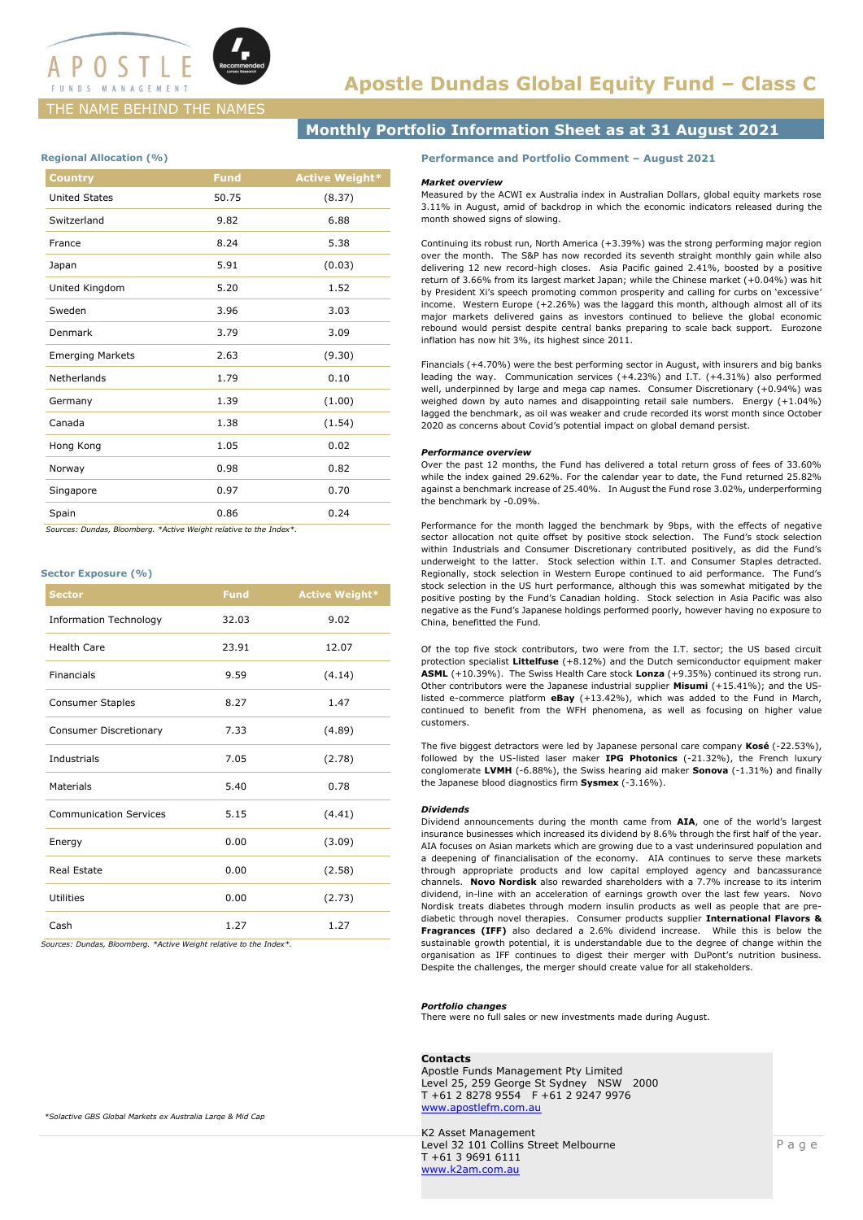APOSTLE
FUNDS MANAGEMENT

THE NAME BEHIND THE NAMES

# Apostle Dundas Global Equity Fund – Class C

## Monthly Portfolio Information Sheet as at 31 August 2021

### Regional Allocation (%)

| Country | Fund | Active Weight* |
|---|---|---|
| United States | 50.75 | (8.37) |
| Switzerland | 9.82 | 6.88 |
| France | 8.24 | 5.38 |
| Japan | 5.91 | (0.03) |
| United Kingdom | 5.20 | 1.52 |
| Sweden | 3.96 | 3.03 |
| Denmark | 3.79 | 3.09 |
| Emerging Markets | 2.63 | (9.30) |
| Netherlands | 1.79 | 0.10 |
| Germany | 1.39 | (1.00) |
| Canada | 1.38 | (1.54) |
| Hong Kong | 1.05 | 0.02 |
| Norway | 0.98 | 0.82 |
| Singapore | 0.97 | 0.70 |
| Spain | 0.86 | 0.24 |

*Sources: Dundas, Bloomberg. *Active Weight relative to the Index*.*

### Sector Exposure (%)

| Sector | Fund | Active Weight* |
|---|---|---|
| Information Technology | 32.03 | 9.02 |
| Health Care | 23.91 | 12.07 |
| Financials | 9.59 | (4.14) |
| Consumer Staples | 8.27 | 1.47 |
| Consumer Discretionary | 7.33 | (4.89) |
| Industrials | 7.05 | (2.78) |
| Materials | 5.40 | 0.78 |
| Communication Services | 5.15 | (4.41) |
| Energy | 0.00 | (3.09) |
| Real Estate | 0.00 | (2.58) |
| Utilities | 0.00 | (2.73) |
| Cash | 1.27 | 1.27 |

*Sources: Dundas, Bloomberg. *Active Weight relative to the Index*.*

*Solactive GBS Global Markets ex Australia Large & Mid Cap

### Performance and Portfolio Comment – August 2021

***Market overview***

Measured by the ACWI ex Australia index in Australian Dollars, global equity markets rose 3.11% in August, amid of backdrop in which the economic indicators released during the month showed signs of slowing.

Continuing its robust run, North America (+3.39%) was the strong performing major region over the month. The S&P has now recorded its seventh straight monthly gain while also delivering 12 new record-high closes. Asia Pacific gained 2.41%, boosted by a positive return of 3.66% from its largest market Japan; while the Chinese market (+0.04%) was hit by President Xi's speech promoting common prosperity and calling for curbs on 'excessive' income. Western Europe (+2.26%) was the laggard this month, although almost all of its major markets delivered gains as investors continued to believe the global economic rebound would persist despite central banks preparing to scale back support. Eurozone inflation has now hit 3%, its highest since 2011.

Financials (+4.70%) were the best performing sector in August, with insurers and big banks leading the way. Communication services (+4.23%) and I.T. (+4.31%) also performed well, underpinned by large and mega cap names. Consumer Discretionary (+0.94%) was weighed down by auto names and disappointing retail sale numbers. Energy (+1.04%) lagged the benchmark, as oil was weaker and crude recorded its worst month since October 2020 as concerns about Covid's potential impact on global demand persist.

***Performance overview***

Over the past 12 months, the Fund has delivered a total return gross of fees of 33.60% while the index gained 29.62%. For the calendar year to date, the Fund returned 25.82% against a benchmark increase of 25.40%. In August the Fund rose 3.02%, underperforming the benchmark by -0.09%.

Performance for the month lagged the benchmark by 9bps, with the effects of negative sector allocation not quite offset by positive stock selection. The Fund's stock selection within Industrials and Consumer Discretionary contributed positively, as did the Fund's underweight to the latter. Stock selection within I.T. and Consumer Staples detracted. Regionally, stock selection in Western Europe continued to aid performance. The Fund's stock selection in the US hurt performance, although this was somewhat mitigated by the positive posting by the Fund's Canadian holding. Stock selection in Asia Pacific was also negative as the Fund's Japanese holdings performed poorly, however having no exposure to China, benefitted the Fund.

Of the top five stock contributors, two were from the I.T. sector; the US based circuit protection specialist **Littelfuse** (+8.12%) and the Dutch semiconductor equipment maker **ASML** (+10.39%). The Swiss Health Care stock **Lonza** (+9.35%) continued its strong run. Other contributors were the Japanese industrial supplier **Misumi** (+15.41%); and the US-listed e-commerce platform **eBay** (+13.42%), which was added to the Fund in March, continued to benefit from the WFH phenomena, as well as focusing on higher value customers.

The five biggest detractors were led by Japanese personal care company **Kosé** (-22.53%), followed by the US-listed laser maker **IPG Photonics** (-21.32%), the French luxury conglomerate **LVMH** (-6.88%), the Swiss hearing aid maker **Sonova** (-1.31%) and finally the Japanese blood diagnostics firm **Sysmex** (-3.16%).

***Dividends***

Dividend announcements during the month came from **AIA**, one of the world's largest insurance businesses which increased its dividend by 8.6% through the first half of the year. AIA focuses on Asian markets which are growing due to a vast underinsured population and a deepening of financialisation of the economy. AIA continues to serve these markets through appropriate products and low capital employed agency and bancassurance channels. **Novo Nordisk** also rewarded shareholders with a 7.7% increase to its interim dividend, in-line with an acceleration of earnings growth over the last few years. Novo Nordisk treats diabetes through modern insulin products as well as people that are pre-diabetic through novel therapies. Consumer products supplier **International Flavors & Fragrances (IFF)** also declared a 2.6% dividend increase. While this is below the sustainable growth potential, it is understandable due to the degree of change within the organisation as IFF continues to digest their merger with DuPont's nutrition business. Despite the challenges, the merger should create value for all stakeholders.

***Portfolio changes***

There were no full sales or new investments made during August.

**Contacts**

Apostle Funds Management Pty Limited
Level 25, 259 George St Sydney NSW 2000
T +61 2 8278 9554 F +61 2 9247 9976
www.apostlefm.com.au

K2 Asset Management
Level 32 101 Collins Street Melbourne
T +61 3 9691 6111
www.k2am.com.au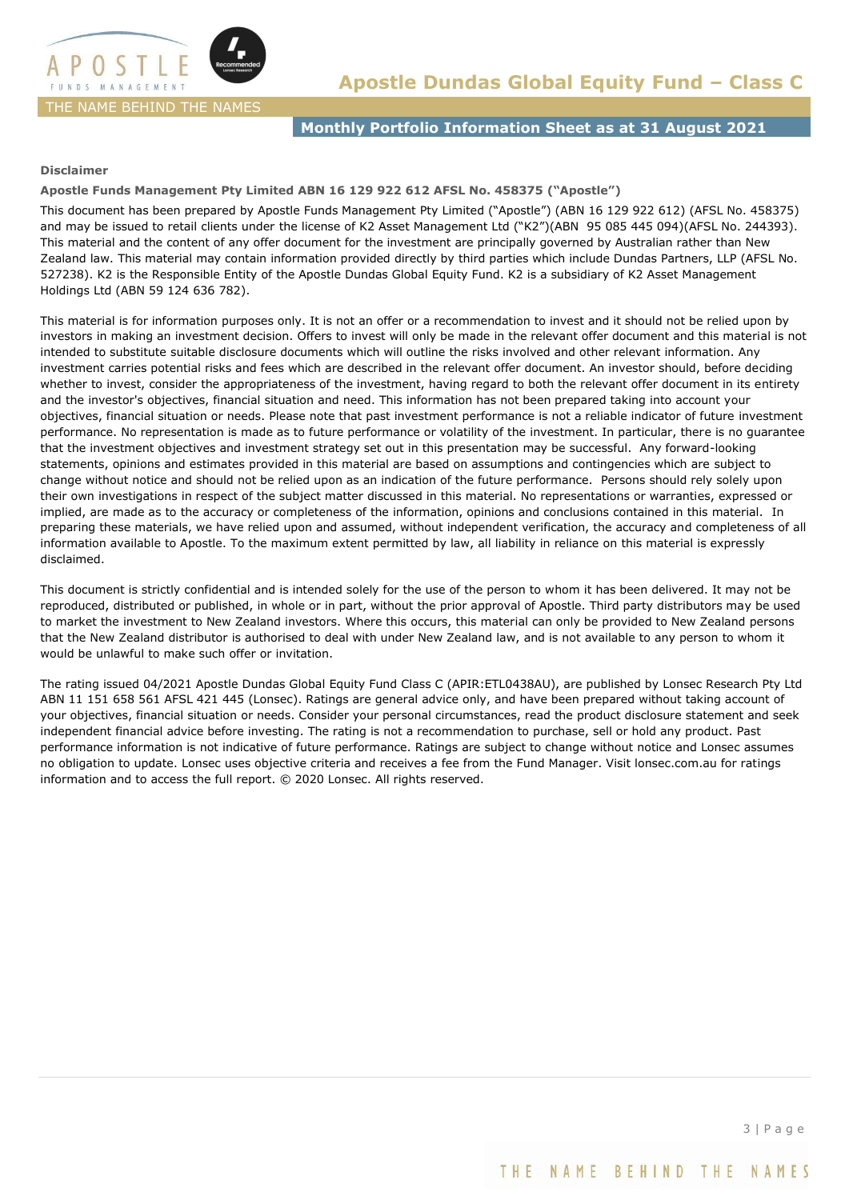**Disclaimer**

**Apostle Funds Management Pty Limited ABN 16 129 922 612 AFSL No. 458375 ("Apostle")**

This document has been prepared by Apostle Funds Management Pty Limited ("Apostle") (ABN 16 129 922 612) (AFSL No. 458375) and may be issued to retail clients under the license of K2 Asset Management Ltd ("K2")(ABN 95 085 445 094)(AFSL No. 244393). This material and the content of any offer document for the investment are principally governed by Australian rather than New Zealand law. This material may contain information provided directly by third parties which include Dundas Partners, LLP (AFSL No. 527238). K2 is the Responsible Entity of the Apostle Dundas Global Equity Fund. K2 is a subsidiary of K2 Asset Management Holdings Ltd (ABN 59 124 636 782).

This material is for information purposes only. It is not an offer or a recommendation to invest and it should not be relied upon by investors in making an investment decision. Offers to invest will only be made in the relevant offer document and this material is not intended to substitute suitable disclosure documents which will outline the risks involved and other relevant information. Any investment carries potential risks and fees which are described in the relevant offer document. An investor should, before deciding whether to invest, consider the appropriateness of the investment, having regard to both the relevant offer document in its entirety and the investor's objectives, financial situation and need. This information has not been prepared taking into account your objectives, financial situation or needs. Please note that past investment performance is not a reliable indicator of future investment performance. No representation is made as to future performance or volatility of the investment. In particular, there is no guarantee that the investment objectives and investment strategy set out in this presentation may be successful. Any forward-looking statements, opinions and estimates provided in this material are based on assumptions and contingencies which are subject to change without notice and should not be relied upon as an indication of the future performance. Persons should rely solely upon their own investigations in respect of the subject matter discussed in this material. No representations or warranties, expressed or implied, are made as to the accuracy or completeness of the information, opinions and conclusions contained in this material. In preparing these materials, we have relied upon and assumed, without independent verification, the accuracy and completeness of all information available to Apostle. To the maximum extent permitted by law, all liability in reliance on this material is expressly disclaimed.

This document is strictly confidential and is intended solely for the use of the person to whom it has been delivered. It may not be reproduced, distributed or published, in whole or in part, without the prior approval of Apostle. Third party distributors may be used to market the investment to New Zealand investors. Where this occurs, this material can only be provided to New Zealand persons that the New Zealand distributor is authorised to deal with under New Zealand law, and is not available to any person to whom it would be unlawful to make such offer or invitation.

The rating issued 04/2021 Apostle Dundas Global Equity Fund Class C (APIR:ETL0438AU), are published by Lonsec Research Pty Ltd ABN 11 151 658 561 AFSL 421 445 (Lonsec). Ratings are general advice only, and have been prepared without taking account of your objectives, financial situation or needs. Consider your personal circumstances, read the product disclosure statement and seek independent financial advice before investing. The rating is not a recommendation to purchase, sell or hold any product. Past performance information is not indicative of future performance. Ratings are subject to change without notice and Lonsec assumes no obligation to update. Lonsec uses objective criteria and receives a fee from the Fund Manager. Visit lonsec.com.au for ratings information and to access the full report. © 2020 Lonsec. All rights reserved.